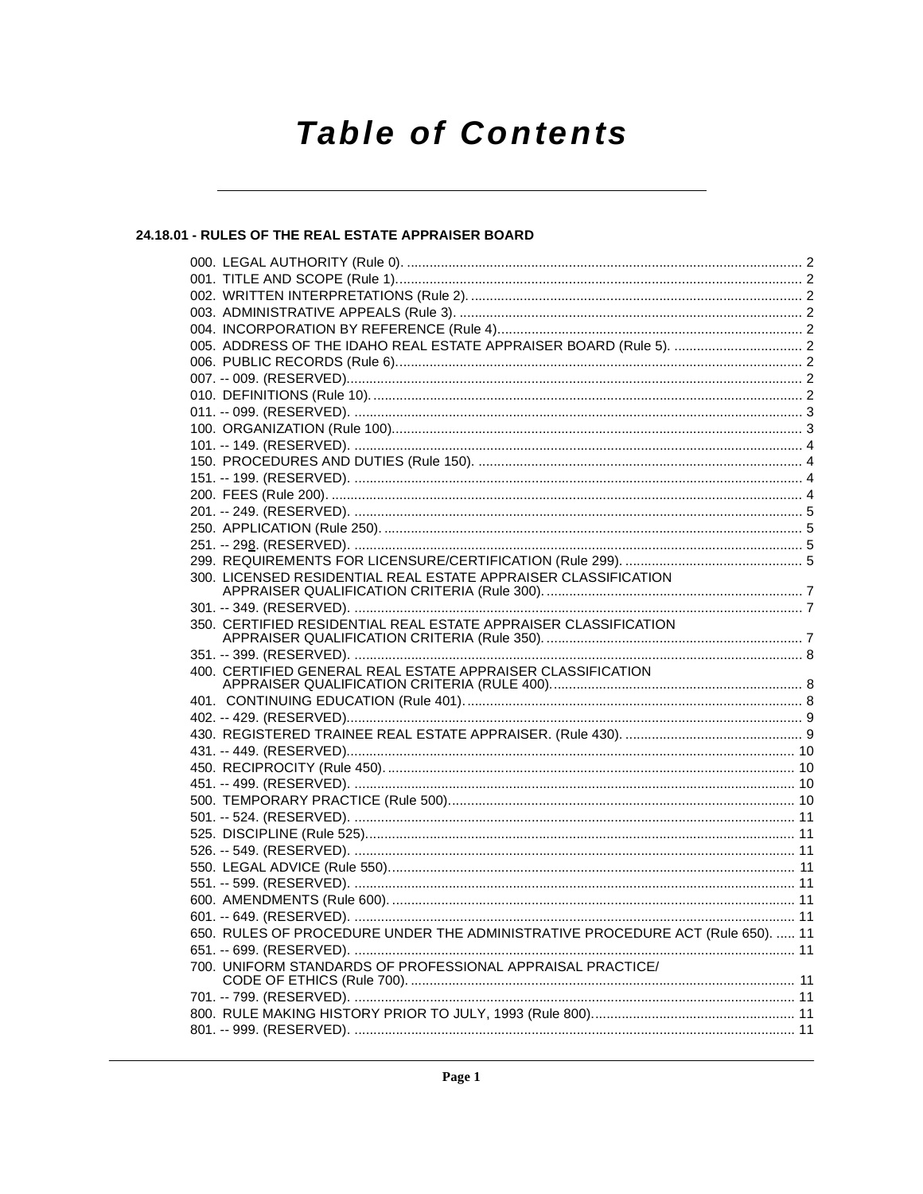# Table of Contents

## 24.18.01 - RULES OF THE REAL ESTATE APPRAISER BOARD

000. LEGAL AUTHORITY (Rule 0). .......... 2
001. TITLE AND SCOPE (Rule 1). .......... 2
002. WRITTEN INTERPRETATIONS (Rule 2). .......... 2
003. ADMINISTRATIVE APPEALS (Rule 3). .......... 2
004. INCORPORATION BY REFERENCE (Rule 4). .......... 2
005. ADDRESS OF THE IDAHO REAL ESTATE APPRAISER BOARD (Rule 5). .......... 2
006. PUBLIC RECORDS (Rule 6). .......... 2
007. -- 009. (RESERVED). .......... 2
010. DEFINITIONS (Rule 10). .......... 2
011. -- 099. (RESERVED). .......... 3
100. ORGANIZATION (Rule 100). .......... 3
101. -- 149. (RESERVED). .......... 4
150. PROCEDURES AND DUTIES (Rule 150). .......... 4
151. -- 199. (RESERVED). .......... 4
200. FEES (Rule 200). .......... 4
201. -- 249. (RESERVED). .......... 5
250. APPLICATION (Rule 250). .......... 5
251. -- 298. (RESERVED). .......... 5
299. REQUIREMENTS FOR LICENSURE/CERTIFICATION (Rule 299). .......... 5
300. LICENSED RESIDENTIAL REAL ESTATE APPRAISER CLASSIFICATION APPRAISER QUALIFICATION CRITERIA (Rule 300). .......... 7
301. -- 349. (RESERVED). .......... 7
350. CERTIFIED RESIDENTIAL REAL ESTATE APPRAISER CLASSIFICATION APPRAISER QUALIFICATION CRITERIA (Rule 350). .......... 7
351. -- 399. (RESERVED). .......... 8
400. CERTIFIED GENERAL REAL ESTATE APPRAISER CLASSIFICATION APPRAISER QUALIFICATION CRITERIA (RULE 400). .......... 8
401. CONTINUING EDUCATION (Rule 401). .......... 8
402. -- 429. (RESERVED). .......... 9
430. REGISTERED TRAINEE REAL ESTATE APPRAISER. (Rule 430). .......... 9
431. -- 449. (RESERVED). .......... 10
450. RECIPROCITY (Rule 450). .......... 10
451. -- 499. (RESERVED). .......... 10
500. TEMPORARY PRACTICE (Rule 500). .......... 10
501. -- 524. (RESERVED). .......... 11
525. DISCIPLINE (Rule 525). .......... 11
526. -- 549. (RESERVED). .......... 11
550. LEGAL ADVICE (Rule 550). .......... 11
551. -- 599. (RESERVED). .......... 11
600. AMENDMENTS (Rule 600). .......... 11
601. -- 649. (RESERVED). .......... 11
650. RULES OF PROCEDURE UNDER THE ADMINISTRATIVE PROCEDURE ACT (Rule 650). .......... 11
651. -- 699. (RESERVED). .......... 11
700. UNIFORM STANDARDS OF PROFESSIONAL APPRAISAL PRACTICE/ CODE OF ETHICS (Rule 700). .......... 11
701. -- 799. (RESERVED). .......... 11
800. RULE MAKING HISTORY PRIOR TO JULY, 1993 (Rule 800). .......... 11
801. -- 999. (RESERVED). .......... 11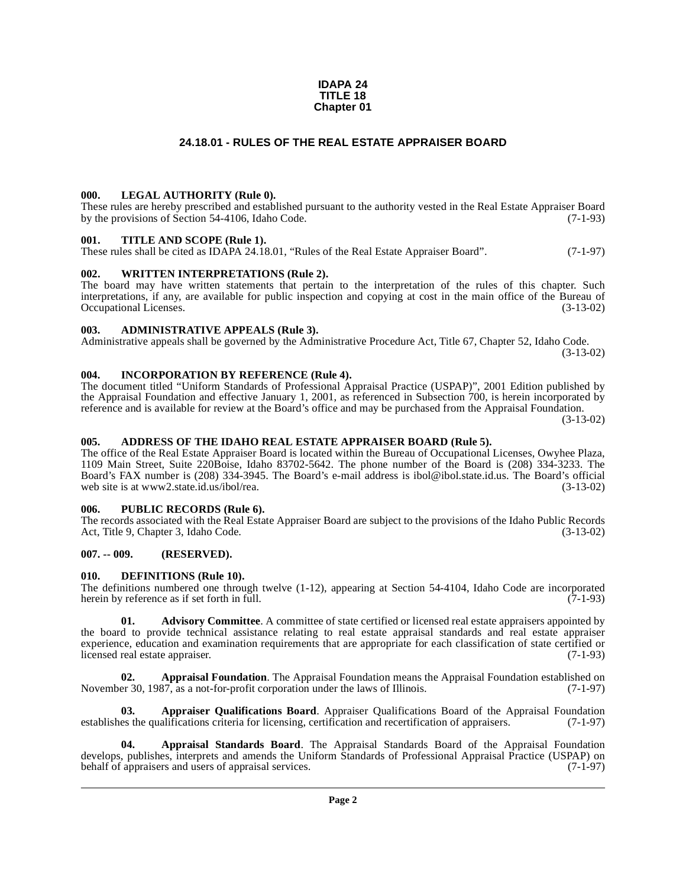**IDAPA 24**
**TITLE 18**
**Chapter 01**

## 24.18.01 - RULES OF THE REAL ESTATE APPRAISER BOARD

### 000. LEGAL AUTHORITY (Rule 0).

These rules are hereby prescribed and established pursuant to the authority vested in the Real Estate Appraiser Board by the provisions of Section 54-4106, Idaho Code. (7-1-93)

### 001. TITLE AND SCOPE (Rule 1).

These rules shall be cited as IDAPA 24.18.01, "Rules of the Real Estate Appraiser Board". (7-1-97)

### 002. WRITTEN INTERPRETATIONS (Rule 2).

The board may have written statements that pertain to the interpretation of the rules of this chapter. Such interpretations, if any, are available for public inspection and copying at cost in the main office of the Bureau of Occupational Licenses. (3-13-02)

### 003. ADMINISTRATIVE APPEALS (Rule 3).

Administrative appeals shall be governed by the Administrative Procedure Act, Title 67, Chapter 52, Idaho Code. (3-13-02)

### 004. INCORPORATION BY REFERENCE (Rule 4).

The document titled "Uniform Standards of Professional Appraisal Practice (USPAP)", 2001 Edition published by the Appraisal Foundation and effective January 1, 2001, as referenced in Subsection 700, is herein incorporated by reference and is available for review at the Board's office and may be purchased from the Appraisal Foundation. (3-13-02)

### 005. ADDRESS OF THE IDAHO REAL ESTATE APPRAISER BOARD (Rule 5).

The office of the Real Estate Appraiser Board is located within the Bureau of Occupational Licenses, Owyhee Plaza, 1109 Main Street, Suite 220Boise, Idaho 83702-5642. The phone number of the Board is (208) 334-3233. The Board's FAX number is (208) 334-3945. The Board's e-mail address is ibol@ibol.state.id.us. The Board's official web site is at www2.state.id.us/ibol/rea. (3-13-02)

### 006. PUBLIC RECORDS (Rule 6).

The records associated with the Real Estate Appraiser Board are subject to the provisions of the Idaho Public Records Act, Title 9, Chapter 3, Idaho Code. (3-13-02)

### 007. -- 009. (RESERVED).

### 010. DEFINITIONS (Rule 10).

The definitions numbered one through twelve (1-12), appearing at Section 54-4104, Idaho Code are incorporated herein by reference as if set forth in full. (7-1-93)

**01. Advisory Committee**. A committee of state certified or licensed real estate appraisers appointed by the board to provide technical assistance relating to real estate appraisal standards and real estate appraiser experience, education and examination requirements that are appropriate for each classification of state certified or licensed real estate appraiser. (7-1-93)

**02. Appraisal Foundation**. The Appraisal Foundation means the Appraisal Foundation established on November 30, 1987, as a not-for-profit corporation under the laws of Illinois. (7-1-97)

**03. Appraiser Qualifications Board**. Appraiser Qualifications Board of the Appraisal Foundation establishes the qualifications criteria for licensing, certification and recertification of appraisers. (7-1-97)

**04. Appraisal Standards Board**. The Appraisal Standards Board of the Appraisal Foundation develops, publishes, interprets and amends the Uniform Standards of Professional Appraisal Practice (USPAP) on behalf of appraisers and users of appraisal services. (7-1-97)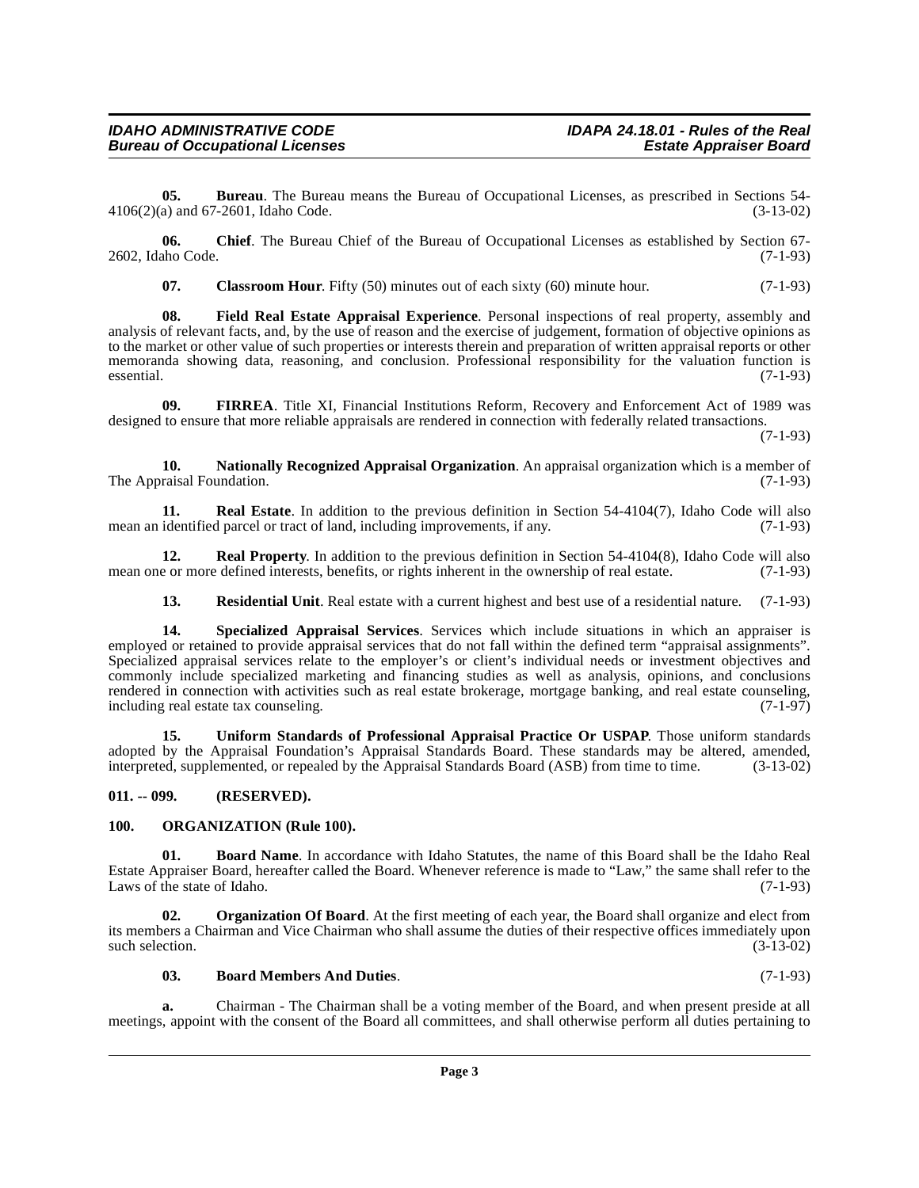**05. Bureau**. The Bureau means the Bureau of Occupational Licenses, as prescribed in Sections 54-4106(2)(a) and 67-2601, Idaho Code. (3-13-02)

**06. Chief**. The Bureau Chief of the Bureau of Occupational Licenses as established by Section 67-2602, Idaho Code. (7-1-93)

**07. Classroom Hour**. Fifty (50) minutes out of each sixty (60) minute hour. (7-1-93)

**08. Field Real Estate Appraisal Experience**. Personal inspections of real property, assembly and analysis of relevant facts, and, by the use of reason and the exercise of judgement, formation of objective opinions as to the market or other value of such properties or interests therein and preparation of written appraisal reports or other memoranda showing data, reasoning, and conclusion. Professional responsibility for the valuation function is essential. (7-1-93)

**09. FIRREA**. Title XI, Financial Institutions Reform, Recovery and Enforcement Act of 1989 was designed to ensure that more reliable appraisals are rendered in connection with federally related transactions. (7-1-93)

**10. Nationally Recognized Appraisal Organization**. An appraisal organization which is a member of The Appraisal Foundation. (7-1-93)

**11. Real Estate**. In addition to the previous definition in Section 54-4104(7), Idaho Code will also mean an identified parcel or tract of land, including improvements, if any. (7-1-93)

**12. Real Property**. In addition to the previous definition in Section 54-4104(8), Idaho Code will also mean one or more defined interests, benefits, or rights inherent in the ownership of real estate. (7-1-93)

**13. Residential Unit**. Real estate with a current highest and best use of a residential nature. (7-1-93)

**14. Specialized Appraisal Services**. Services which include situations in which an appraiser is employed or retained to provide appraisal services that do not fall within the defined term "appraisal assignments". Specialized appraisal services relate to the employer's or client's individual needs or investment objectives and commonly include specialized marketing and financing studies as well as analysis, opinions, and conclusions rendered in connection with activities such as real estate brokerage, mortgage banking, and real estate counseling, including real estate tax counseling. (7-1-97)

**15. Uniform Standards of Professional Appraisal Practice Or USPAP**. Those uniform standards adopted by the Appraisal Foundation's Appraisal Standards Board. These standards may be altered, amended, interpreted, supplemented, or repealed by the Appraisal Standards Board (ASB) from time to time. (3-13-02)

## 011. -- 099. (RESERVED).

## 100. ORGANIZATION (Rule 100).

**01. Board Name**. In accordance with Idaho Statutes, the name of this Board shall be the Idaho Real Estate Appraiser Board, hereafter called the Board. Whenever reference is made to "Law," the same shall refer to the Laws of the state of Idaho. (7-1-93)

**02. Organization Of Board**. At the first meeting of each year, the Board shall organize and elect from its members a Chairman and Vice Chairman who shall assume the duties of their respective offices immediately upon such selection. (3-13-02)

**03. Board Members And Duties**. (7-1-93)

**a.** Chairman - The Chairman shall be a voting member of the Board, and when present preside at all meetings, appoint with the consent of the Board all committees, and shall otherwise perform all duties pertaining to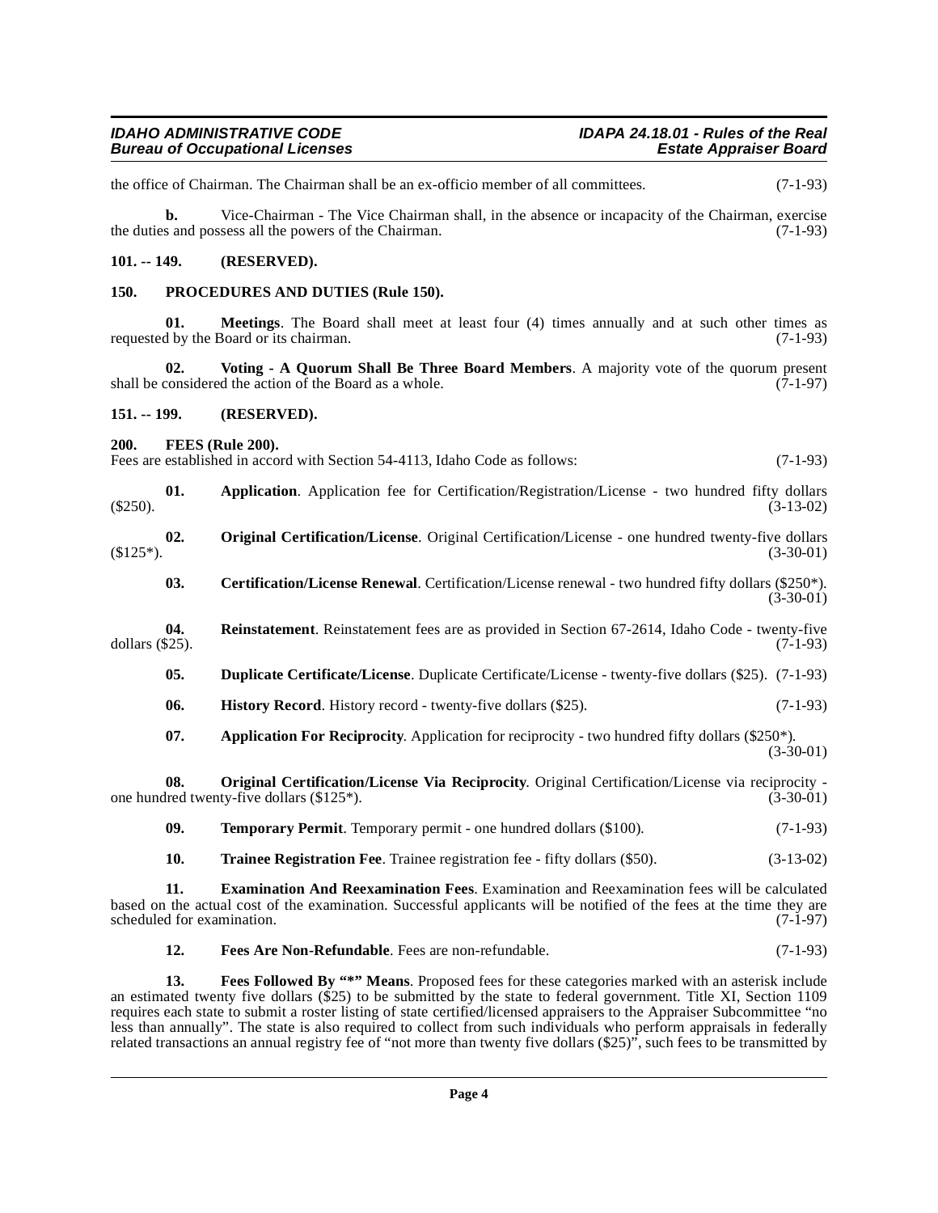the office of Chairman. The Chairman shall be an ex-officio member of all committees. (7-1-93)

**b.** Vice-Chairman - The Vice Chairman shall, in the absence or incapacity of the Chairman, exercise the duties and possess all the powers of the Chairman. (7-1-93)

**101. -- 149. (RESERVED).**

**150. PROCEDURES AND DUTIES (Rule 150).**

**01. Meetings**. The Board shall meet at least four (4) times annually and at such other times as requested by the Board or its chairman. (7-1-93)

**02. Voting - A Quorum Shall Be Three Board Members**. A majority vote of the quorum present shall be considered the action of the Board as a whole. (7-1-97)

**151. -- 199. (RESERVED).**

**200. FEES (Rule 200).**

Fees are established in accord with Section 54-4113, Idaho Code as follows: (7-1-93)

**01. Application**. Application fee for Certification/Registration/License - two hundred fifty dollars ($250). (3-13-02)

**02. Original Certification/License**. Original Certification/License - one hundred twenty-five dollars ($125*). (3-30-01)

**03. Certification/License Renewal**. Certification/License renewal - two hundred fifty dollars ($250*). (3-30-01)

**04. Reinstatement**. Reinstatement fees are as provided in Section 67-2614, Idaho Code - twenty-five dollars ($25). (7-1-93)

**05. Duplicate Certificate/License**. Duplicate Certificate/License - twenty-five dollars ($25). (7-1-93)

**06. History Record**. History record - twenty-five dollars ($25). (7-1-93)

**07. Application For Reciprocity**. Application for reciprocity - two hundred fifty dollars ($250*). (3-30-01)

**08. Original Certification/License Via Reciprocity**. Original Certification/License via reciprocity - one hundred twenty-five dollars ($125*). (3-30-01)

**09. Temporary Permit**. Temporary permit - one hundred dollars ($100). (7-1-93)

**10. Trainee Registration Fee**. Trainee registration fee - fifty dollars ($50). (3-13-02)

**11. Examination And Reexamination Fees**. Examination and Reexamination fees will be calculated based on the actual cost of the examination. Successful applicants will be notified of the fees at the time they are scheduled for examination. (7-1-97)

**12. Fees Are Non-Refundable**. Fees are non-refundable. (7-1-93)

**13. Fees Followed By "*" Means**. Proposed fees for these categories marked with an asterisk include an estimated twenty five dollars ($25) to be submitted by the state to federal government. Title XI, Section 1109 requires each state to submit a roster listing of state certified/licensed appraisers to the Appraiser Subcommittee "no less than annually". The state is also required to collect from such individuals who perform appraisals in federally related transactions an annual registry fee of "not more than twenty five dollars ($25)", such fees to be transmitted by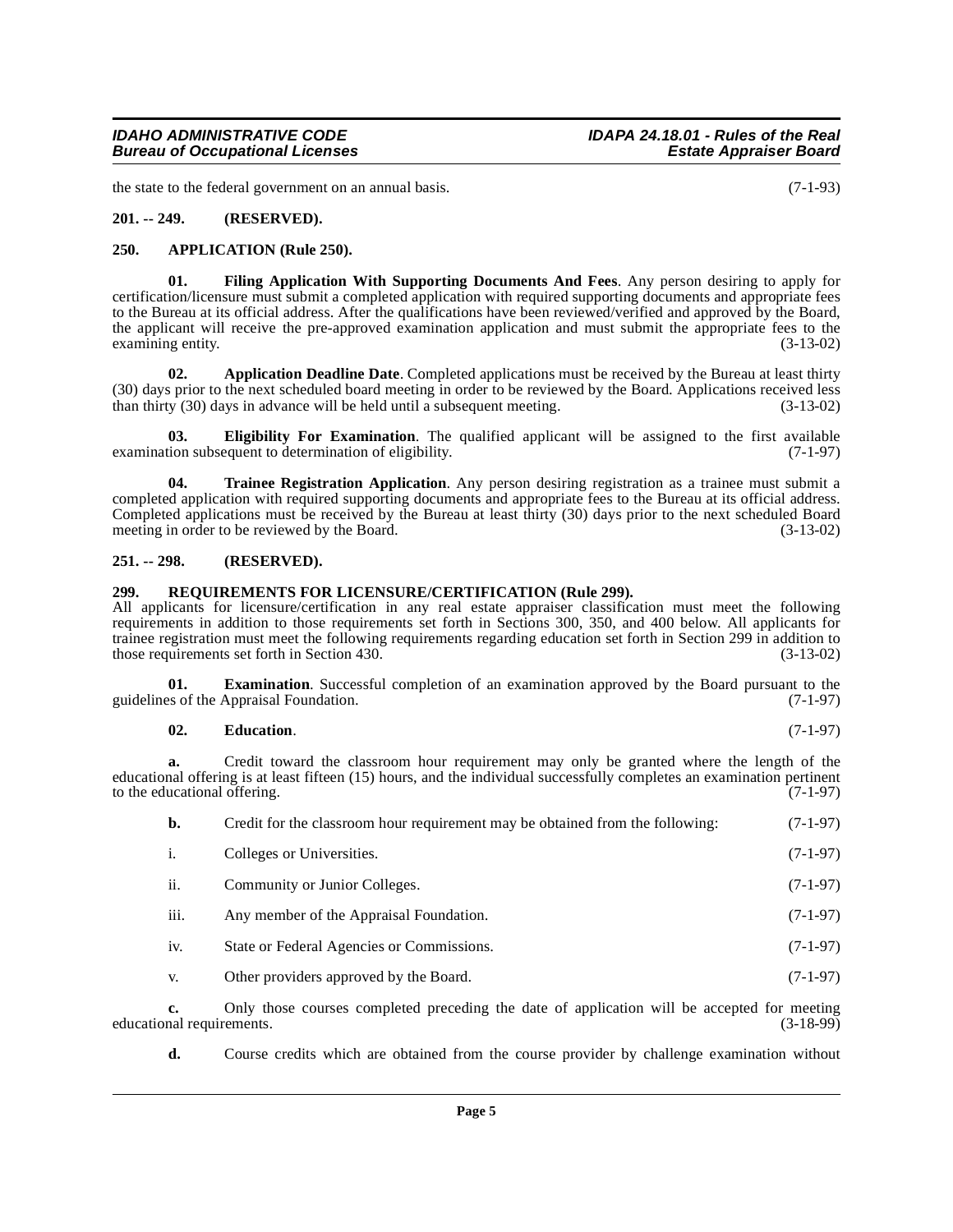the state to the federal government on an annual basis. (7-1-93)

## 201. -- 249. (RESERVED).

## 250. APPLICATION (Rule 250).

**01. Filing Application With Supporting Documents And Fees**. Any person desiring to apply for certification/licensure must submit a completed application with required supporting documents and appropriate fees to the Bureau at its official address. After the qualifications have been reviewed/verified and approved by the Board, the applicant will receive the pre-approved examination application and must submit the appropriate fees to the examining entity. (3-13-02)

**02. Application Deadline Date**. Completed applications must be received by the Bureau at least thirty (30) days prior to the next scheduled board meeting in order to be reviewed by the Board. Applications received less than thirty (30) days in advance will be held until a subsequent meeting. (3-13-02)

**03. Eligibility For Examination**. The qualified applicant will be assigned to the first available examination subsequent to determination of eligibility. (7-1-97)

**04. Trainee Registration Application**. Any person desiring registration as a trainee must submit a completed application with required supporting documents and appropriate fees to the Bureau at its official address. Completed applications must be received by the Bureau at least thirty (30) days prior to the next scheduled Board meeting in order to be reviewed by the Board. (3-13-02)

## 251. -- 298. (RESERVED).

## 299. REQUIREMENTS FOR LICENSURE/CERTIFICATION (Rule 299).

All applicants for licensure/certification in any real estate appraiser classification must meet the following requirements in addition to those requirements set forth in Sections 300, 350, and 400 below. All applicants for trainee registration must meet the following requirements regarding education set forth in Section 299 in addition to those requirements set forth in Section 430. (3-13-02)

**01. Examination**. Successful completion of an examination approved by the Board pursuant to the guidelines of the Appraisal Foundation. (7-1-97)

**02. Education**. (7-1-97)

**a.** Credit toward the classroom hour requirement may only be granted where the length of the educational offering is at least fifteen (15) hours, and the individual successfully completes an examination pertinent to the educational offering. (7-1-97)

**b.** Credit for the classroom hour requirement may be obtained from the following: (7-1-97)

i. Colleges or Universities. (7-1-97)

ii. Community or Junior Colleges. (7-1-97)

iii. Any member of the Appraisal Foundation. (7-1-97)

iv. State or Federal Agencies or Commissions. (7-1-97)

v. Other providers approved by the Board. (7-1-97)

**c.** Only those courses completed preceding the date of application will be accepted for meeting educational requirements. (3-18-99)

**d.** Course credits which are obtained from the course provider by challenge examination without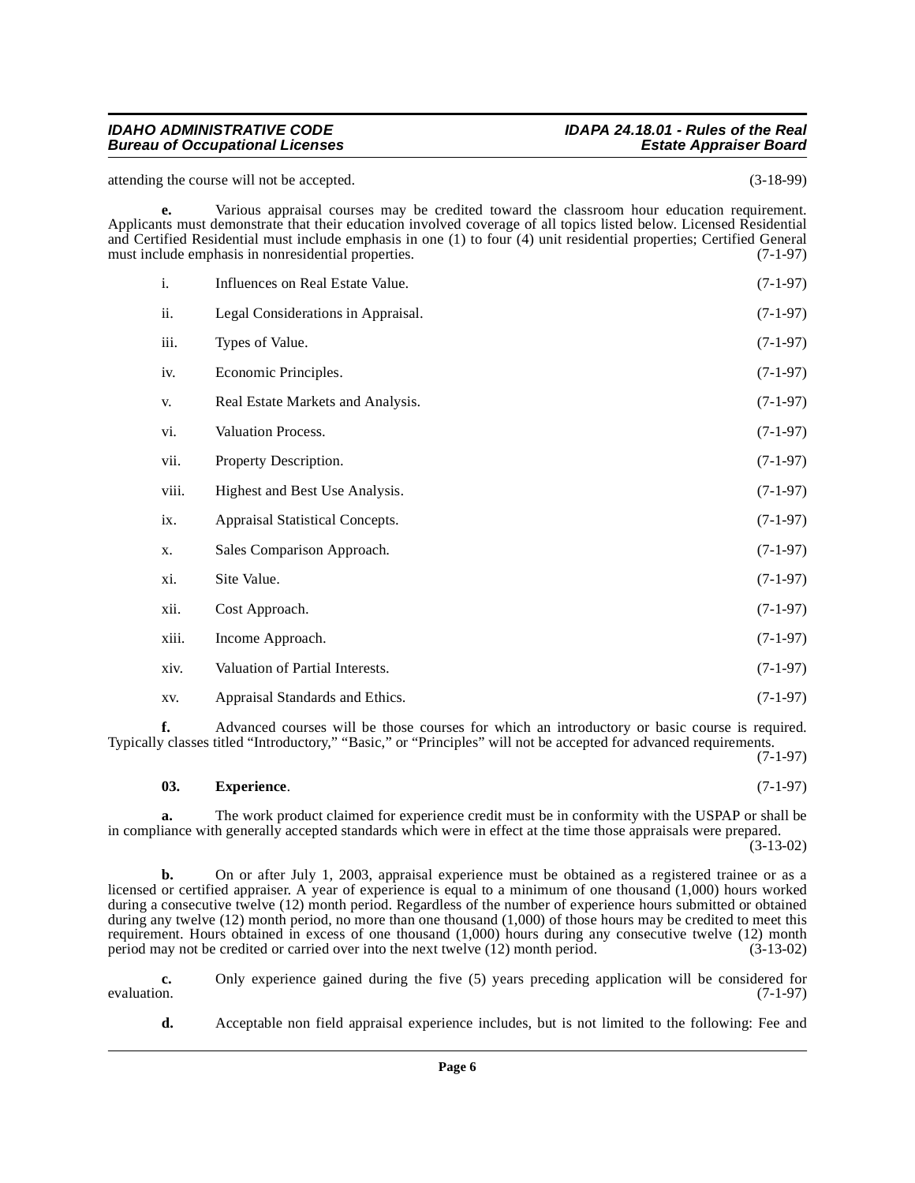attending the course will not be accepted. (3-18-99)

**e.** Various appraisal courses may be credited toward the classroom hour education requirement. Applicants must demonstrate that their education involved coverage of all topics listed below. Licensed Residential and Certified Residential must include emphasis in one (1) to four (4) unit residential properties; Certified General must include emphasis in nonresidential properties. (7-1-97)

i. Influences on Real Estate Value. (7-1-97)

ii. Legal Considerations in Appraisal. (7-1-97)

iii. Types of Value. (7-1-97)

iv. Economic Principles. (7-1-97)

v. Real Estate Markets and Analysis. (7-1-97)

vi. Valuation Process. (7-1-97)

vii. Property Description. (7-1-97)

viii. Highest and Best Use Analysis. (7-1-97)

ix. Appraisal Statistical Concepts. (7-1-97)

x. Sales Comparison Approach. (7-1-97)

xi. Site Value. (7-1-97)

xii. Cost Approach. (7-1-97)

xiii. Income Approach. (7-1-97)

xiv. Valuation of Partial Interests. (7-1-97)

xv. Appraisal Standards and Ethics. (7-1-97)

**f.** Advanced courses will be those courses for which an introductory or basic course is required. Typically classes titled "Introductory," "Basic," or "Principles" will not be accepted for advanced requirements. (7-1-97)

**03. Experience**. (7-1-97)

**a.** The work product claimed for experience credit must be in conformity with the USPAP or shall be in compliance with generally accepted standards which were in effect at the time those appraisals were prepared. (3-13-02)

**b.** On or after July 1, 2003, appraisal experience must be obtained as a registered trainee or as a licensed or certified appraiser. A year of experience is equal to a minimum of one thousand (1,000) hours worked during a consecutive twelve (12) month period. Regardless of the number of experience hours submitted or obtained during any twelve (12) month period, no more than one thousand (1,000) of those hours may be credited to meet this requirement. Hours obtained in excess of one thousand (1,000) hours during any consecutive twelve (12) month period may not be credited or carried over into the next twelve (12) month period. (3-13-02)

**c.** Only experience gained during the five (5) years preceding application will be considered for evaluation. (7-1-97)

**d.** Acceptable non field appraisal experience includes, but is not limited to the following: Fee and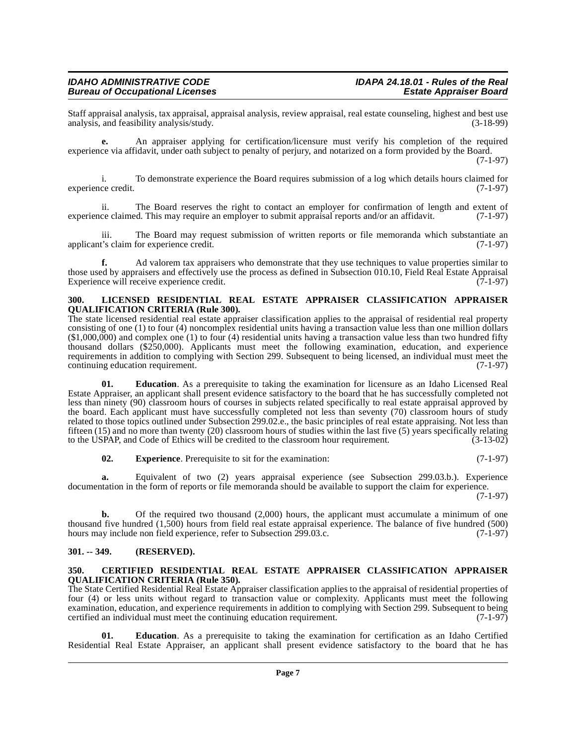Staff appraisal analysis, tax appraisal, appraisal analysis, review appraisal, real estate counseling, highest and best use analysis, and feasibility analysis/study. (3-18-99)

**e.** An appraiser applying for certification/licensure must verify his completion of the required experience via affidavit, under oath subject to penalty of perjury, and notarized on a form provided by the Board. (7-1-97)

i. To demonstrate experience the Board requires submission of a log which details hours claimed for experience credit. (7-1-97)

ii. The Board reserves the right to contact an employer for confirmation of length and extent of experience claimed. This may require an employer to submit appraisal reports and/or an affidavit. (7-1-97)

iii. The Board may request submission of written reports or file memoranda which substantiate an applicant's claim for experience credit. (7-1-97)

**f.** Ad valorem tax appraisers who demonstrate that they use techniques to value properties similar to those used by appraisers and effectively use the process as defined in Subsection 010.10, Field Real Estate Appraisal Experience will receive experience credit. (7-1-97)

## 300. LICENSED RESIDENTIAL REAL ESTATE APPRAISER CLASSIFICATION APPRAISER QUALIFICATION CRITERIA (Rule 300).

The state licensed residential real estate appraiser classification applies to the appraisal of residential real property consisting of one (1) to four (4) noncomplex residential units having a transaction value less than one million dollars ($1,000,000) and complex one (1) to four (4) residential units having a transaction value less than two hundred fifty thousand dollars ($250,000). Applicants must meet the following examination, education, and experience requirements in addition to complying with Section 299. Subsequent to being licensed, an individual must meet the continuing education requirement. (7-1-97)

**01. Education**. As a prerequisite to taking the examination for licensure as an Idaho Licensed Real Estate Appraiser, an applicant shall present evidence satisfactory to the board that he has successfully completed not less than ninety (90) classroom hours of courses in subjects related specifically to real estate appraisal approved by the board. Each applicant must have successfully completed not less than seventy (70) classroom hours of study related to those topics outlined under Subsection 299.02.e., the basic principles of real estate appraising. Not less than fifteen (15) and no more than twenty (20) classroom hours of studies within the last five (5) years specifically relating to the USPAP, and Code of Ethics will be credited to the classroom hour requirement. (3-13-02)

**02. Experience**. Prerequisite to sit for the examination: (7-1-97)

**a.** Equivalent of two (2) years appraisal experience (see Subsection 299.03.b.). Experience documentation in the form of reports or file memoranda should be available to support the claim for experience. (7-1-97)

**b.** Of the required two thousand (2,000) hours, the applicant must accumulate a minimum of one thousand five hundred (1,500) hours from field real estate appraisal experience. The balance of five hundred (500) hours may include non field experience, refer to Subsection 299.03.c. (7-1-97)

## 301. -- 349. (RESERVED).

## 350. CERTIFIED RESIDENTIAL REAL ESTATE APPRAISER CLASSIFICATION APPRAISER QUALIFICATION CRITERIA (Rule 350).

The State Certified Residential Real Estate Appraiser classification applies to the appraisal of residential properties of four (4) or less units without regard to transaction value or complexity. Applicants must meet the following examination, education, and experience requirements in addition to complying with Section 299. Subsequent to being certified an individual must meet the continuing education requirement. (7-1-97)

**01. Education**. As a prerequisite to taking the examination for certification as an Idaho Certified Residential Real Estate Appraiser, an applicant shall present evidence satisfactory to the board that he has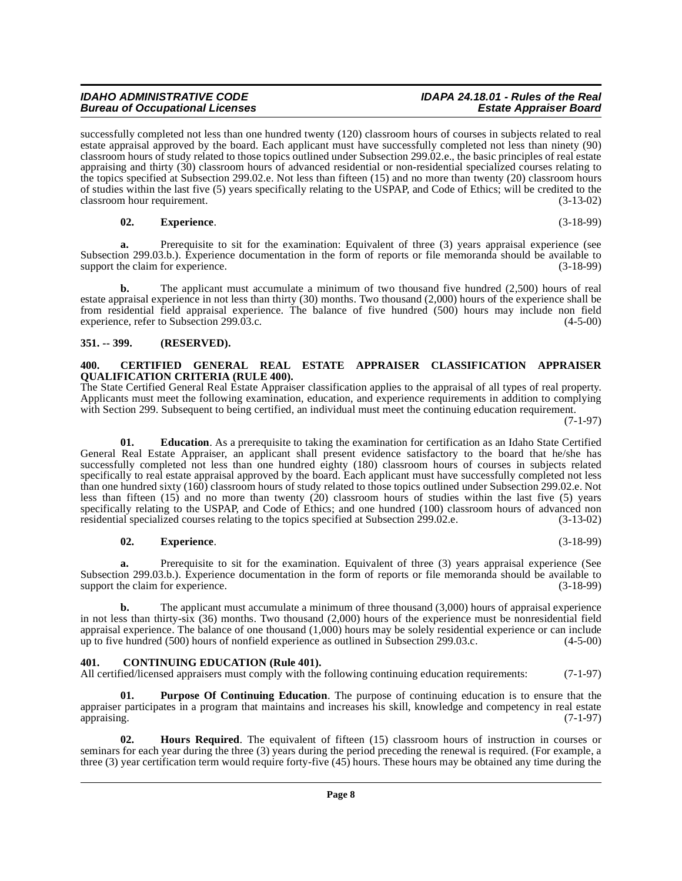successfully completed not less than one hundred twenty (120) classroom hours of courses in subjects related to real estate appraisal approved by the board. Each applicant must have successfully completed not less than ninety (90) classroom hours of study related to those topics outlined under Subsection 299.02.e., the basic principles of real estate appraising and thirty (30) classroom hours of advanced residential or non-residential specialized courses relating to the topics specified at Subsection 299.02.e. Not less than fifteen (15) and no more than twenty (20) classroom hours of studies within the last five (5) years specifically relating to the USPAP, and Code of Ethics; will be credited to the classroom hour requirement. (3-13-02)

**02. Experience**. (3-18-99)

**a.** Prerequisite to sit for the examination: Equivalent of three (3) years appraisal experience (see Subsection 299.03.b.). Experience documentation in the form of reports or file memoranda should be available to support the claim for experience. (3-18-99)

**b.** The applicant must accumulate a minimum of two thousand five hundred (2,500) hours of real estate appraisal experience in not less than thirty (30) months. Two thousand (2,000) hours of the experience shall be from residential field appraisal experience. The balance of five hundred (500) hours may include non field experience, refer to Subsection 299.03.c. (4-5-00)

### 351. -- 399. (RESERVED).

### 400. CERTIFIED GENERAL REAL ESTATE APPRAISER CLASSIFICATION APPRAISER QUALIFICATION CRITERIA (RULE 400).

The State Certified General Real Estate Appraiser classification applies to the appraisal of all types of real property. Applicants must meet the following examination, education, and experience requirements in addition to complying with Section 299. Subsequent to being certified, an individual must meet the continuing education requirement. (7-1-97)

**01. Education**. As a prerequisite to taking the examination for certification as an Idaho State Certified General Real Estate Appraiser, an applicant shall present evidence satisfactory to the board that he/she has successfully completed not less than one hundred eighty (180) classroom hours of courses in subjects related specifically to real estate appraisal approved by the board. Each applicant must have successfully completed not less than one hundred sixty (160) classroom hours of study related to those topics outlined under Subsection 299.02.e. Not less than fifteen (15) and no more than twenty (20) classroom hours of studies within the last five (5) years specifically relating to the USPAP, and Code of Ethics; and one hundred (100) classroom hours of advanced non residential specialized courses relating to the topics specified at Subsection 299.02.e. (3-13-02)

**02. Experience**. (3-18-99)

**a.** Prerequisite to sit for the examination. Equivalent of three (3) years appraisal experience (See Subsection 299.03.b.). Experience documentation in the form of reports or file memoranda should be available to support the claim for experience. (3-18-99)

**b.** The applicant must accumulate a minimum of three thousand (3,000) hours of appraisal experience in not less than thirty-six (36) months. Two thousand (2,000) hours of the experience must be nonresidential field appraisal experience. The balance of one thousand (1,000) hours may be solely residential experience or can include up to five hundred (500) hours of nonfield experience as outlined in Subsection 299.03.c. (4-5-00)

### 401. CONTINUING EDUCATION (Rule 401).

All certified/licensed appraisers must comply with the following continuing education requirements: (7-1-97)

**01. Purpose Of Continuing Education**. The purpose of continuing education is to ensure that the appraiser participates in a program that maintains and increases his skill, knowledge and competency in real estate appraising. (7-1-97)

**02. Hours Required**. The equivalent of fifteen (15) classroom hours of instruction in courses or seminars for each year during the three (3) years during the period preceding the renewal is required. (For example, a three (3) year certification term would require forty-five (45) hours. These hours may be obtained any time during the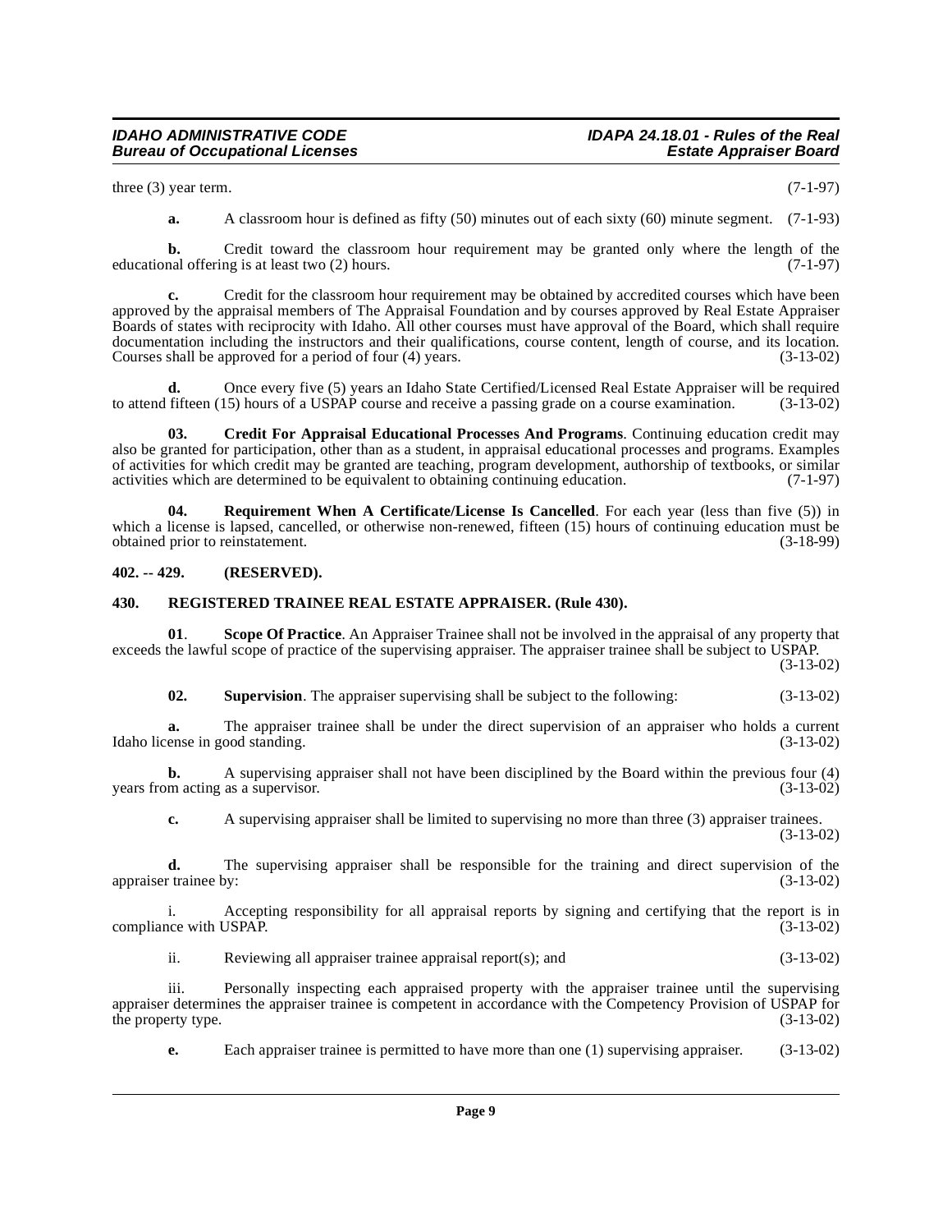three (3) year term. (7-1-97)

**a.** A classroom hour is defined as fifty (50) minutes out of each sixty (60) minute segment. (7-1-93)

**b.** Credit toward the classroom hour requirement may be granted only where the length of the educational offering is at least two (2) hours. (7-1-97)

**c.** Credit for the classroom hour requirement may be obtained by accredited courses which have been approved by the appraisal members of The Appraisal Foundation and by courses approved by Real Estate Appraiser Boards of states with reciprocity with Idaho. All other courses must have approval of the Board, which shall require documentation including the instructors and their qualifications, course content, length of course, and its location. Courses shall be approved for a period of four (4) years. (3-13-02)

**d.** Once every five (5) years an Idaho State Certified/Licensed Real Estate Appraiser will be required to attend fifteen (15) hours of a USPAP course and receive a passing grade on a course examination. (3-13-02)

**03. Credit For Appraisal Educational Processes And Programs**. Continuing education credit may also be granted for participation, other than as a student, in appraisal educational processes and programs. Examples of activities for which credit may be granted are teaching, program development, authorship of textbooks, or similar activities which are determined to be equivalent to obtaining continuing education. (7-1-97)

**04. Requirement When A Certificate/License Is Cancelled**. For each year (less than five (5)) in which a license is lapsed, cancelled, or otherwise non-renewed, fifteen (15) hours of continuing education must be obtained prior to reinstatement. (3-18-99)

## 402. -- 429. (RESERVED).

## 430. REGISTERED TRAINEE REAL ESTATE APPRAISER. (Rule 430).

**01**. **Scope Of Practice**. An Appraiser Trainee shall not be involved in the appraisal of any property that exceeds the lawful scope of practice of the supervising appraiser. The appraiser trainee shall be subject to USPAP. (3-13-02)

**02. Supervision**. The appraiser supervising shall be subject to the following: (3-13-02)

**a.** The appraiser trainee shall be under the direct supervision of an appraiser who holds a current Idaho license in good standing. (3-13-02)

**b.** A supervising appraiser shall not have been disciplined by the Board within the previous four (4) years from acting as a supervisor. (3-13-02)

**c.** A supervising appraiser shall be limited to supervising no more than three (3) appraiser trainees. (3-13-02)

**d.** The supervising appraiser shall be responsible for the training and direct supervision of the appraiser trainee by: (3-13-02)

i. Accepting responsibility for all appraisal reports by signing and certifying that the report is in compliance with USPAP. (3-13-02)

ii. Reviewing all appraiser trainee appraisal report(s); and (3-13-02)

iii. Personally inspecting each appraised property with the appraiser trainee until the supervising appraiser determines the appraiser trainee is competent in accordance with the Competency Provision of USPAP for the property type. (3-13-02)

**e.** Each appraiser trainee is permitted to have more than one (1) supervising appraiser. (3-13-02)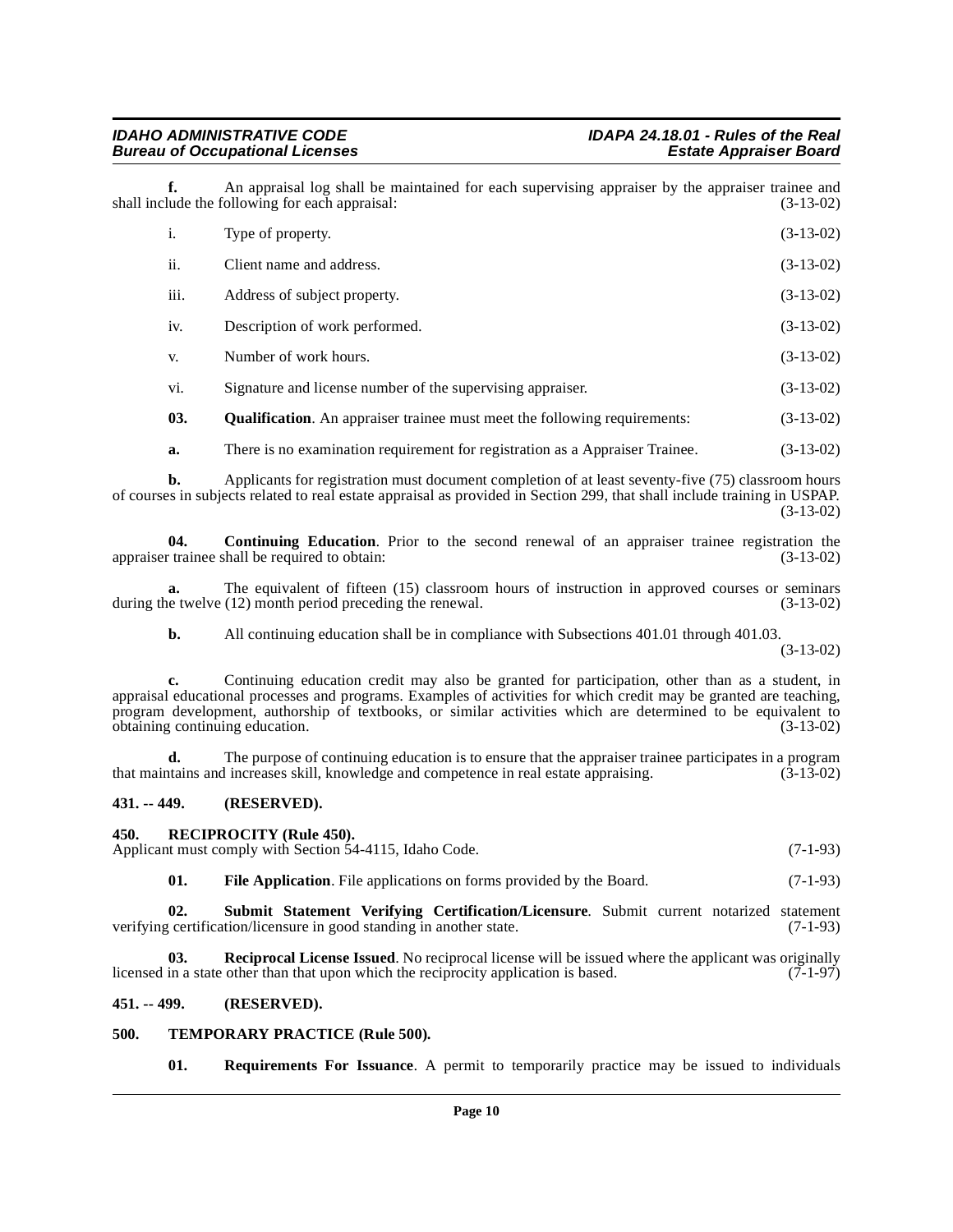**f.** An appraisal log shall be maintained for each supervising appraiser by the appraiser trainee and shall include the following for each appraisal: (3-13-02)

i. Type of property. (3-13-02)

ii. Client name and address. (3-13-02)

iii. Address of subject property. (3-13-02)

iv. Description of work performed. (3-13-02)

v. Number of work hours. (3-13-02)

vi. Signature and license number of the supervising appraiser. (3-13-02)

**03. Qualification**. An appraiser trainee must meet the following requirements: (3-13-02)

**a.** There is no examination requirement for registration as a Appraiser Trainee. (3-13-02)

**b.** Applicants for registration must document completion of at least seventy-five (75) classroom hours of courses in subjects related to real estate appraisal as provided in Section 299, that shall include training in USPAP. (3-13-02)

**04. Continuing Education**. Prior to the second renewal of an appraiser trainee registration the appraiser trainee shall be required to obtain: (3-13-02)

**a.** The equivalent of fifteen (15) classroom hours of instruction in approved courses or seminars during the twelve (12) month period preceding the renewal. (3-13-02)

**b.** All continuing education shall be in compliance with Subsections 401.01 through 401.03. (3-13-02)

**c.** Continuing education credit may also be granted for participation, other than as a student, in appraisal educational processes and programs. Examples of activities for which credit may be granted are teaching, program development, authorship of textbooks, or similar activities which are determined to be equivalent to obtaining continuing education. (3-13-02)

**d.** The purpose of continuing education is to ensure that the appraiser trainee participates in a program that maintains and increases skill, knowledge and competence in real estate appraising. (3-13-02)

## 431. -- 449. (RESERVED).

## 450. RECIPROCITY (Rule 450).

Applicant must comply with Section 54-4115, Idaho Code. (7-1-93)

**01. File Application**. File applications on forms provided by the Board. (7-1-93)

**02. Submit Statement Verifying Certification/Licensure**. Submit current notarized statement verifying certification/licensure in good standing in another state. (7-1-93)

**03. Reciprocal License Issued**. No reciprocal license will be issued where the applicant was originally licensed in a state other than that upon which the reciprocity application is based. (7-1-97)

## 451. -- 499. (RESERVED).

## 500. TEMPORARY PRACTICE (Rule 500).

**01. Requirements For Issuance**. A permit to temporarily practice may be issued to individuals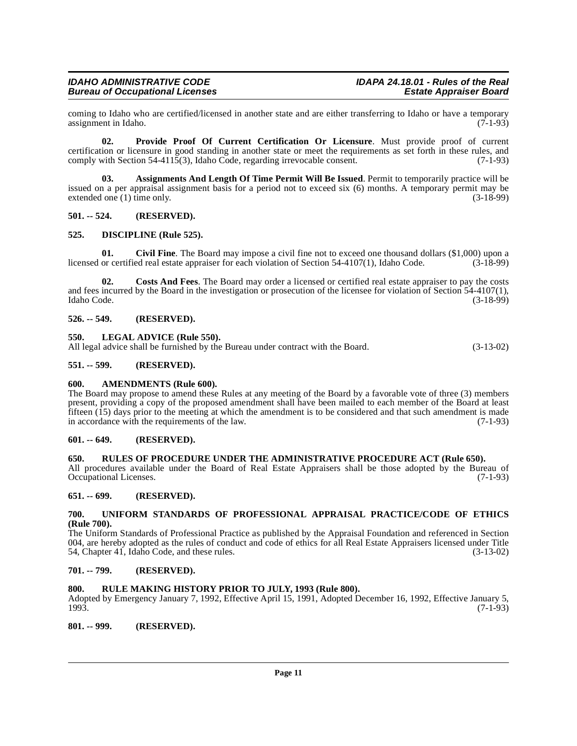coming to Idaho who are certified/licensed in another state and are either transferring to Idaho or have a temporary assignment in Idaho. (7-1-93)

**02. Provide Proof Of Current Certification Or Licensure**. Must provide proof of current certification or licensure in good standing in another state or meet the requirements as set forth in these rules, and comply with Section 54-4115(3), Idaho Code, regarding irrevocable consent. (7-1-93)

**03. Assignments And Length Of Time Permit Will Be Issued**. Permit to temporarily practice will be issued on a per appraisal assignment basis for a period not to exceed six (6) months. A temporary permit may be extended one (1) time only. (3-18-99)

### 501. -- 524. (RESERVED).

### 525. DISCIPLINE (Rule 525).

**01. Civil Fine**. The Board may impose a civil fine not to exceed one thousand dollars ($1,000) upon a licensed or certified real estate appraiser for each violation of Section 54-4107(1), Idaho Code. (3-18-99)

**02. Costs And Fees**. The Board may order a licensed or certified real estate appraiser to pay the costs and fees incurred by the Board in the investigation or prosecution of the licensee for violation of Section 54-4107(1), Idaho Code. (3-18-99)

### 526. -- 549. (RESERVED).

### 550. LEGAL ADVICE (Rule 550).

All legal advice shall be furnished by the Bureau under contract with the Board. (3-13-02)

### 551. -- 599. (RESERVED).

### 600. AMENDMENTS (Rule 600).

The Board may propose to amend these Rules at any meeting of the Board by a favorable vote of three (3) members present, providing a copy of the proposed amendment shall have been mailed to each member of the Board at least fifteen (15) days prior to the meeting at which the amendment is to be considered and that such amendment is made in accordance with the requirements of the law. (7-1-93)

### 601. -- 649. (RESERVED).

### 650. RULES OF PROCEDURE UNDER THE ADMINISTRATIVE PROCEDURE ACT (Rule 650).

All procedures available under the Board of Real Estate Appraisers shall be those adopted by the Bureau of Occupational Licenses. (7-1-93)

### 651. -- 699. (RESERVED).

### 700. UNIFORM STANDARDS OF PROFESSIONAL APPRAISAL PRACTICE/CODE OF ETHICS (Rule 700).

The Uniform Standards of Professional Practice as published by the Appraisal Foundation and referenced in Section 004, are hereby adopted as the rules of conduct and code of ethics for all Real Estate Appraisers licensed under Title 54, Chapter 41, Idaho Code, and these rules. (3-13-02)

### 701. -- 799. (RESERVED).

### 800. RULE MAKING HISTORY PRIOR TO JULY, 1993 (Rule 800).

Adopted by Emergency January 7, 1992, Effective April 15, 1991, Adopted December 16, 1992, Effective January 5, 1993. (7-1-93)

### 801. -- 999. (RESERVED).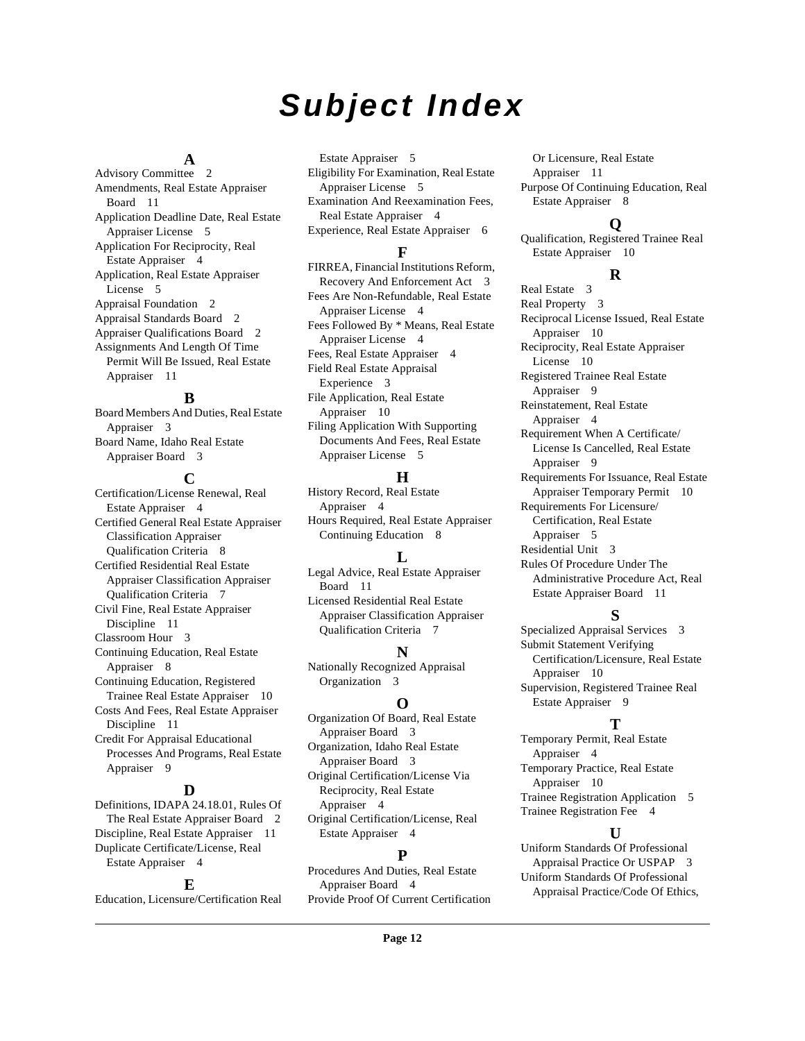# Subject Index

## A

Advisory Committee 2
Amendments, Real Estate Appraiser Board 11
Application Deadline Date, Real Estate Appraiser License 5
Application For Reciprocity, Real Estate Appraiser 4
Application, Real Estate Appraiser License 5
Appraisal Foundation 2
Appraisal Standards Board 2
Appraiser Qualifications Board 2
Assignments And Length Of Time Permit Will Be Issued, Real Estate Appraiser 11

## B

Board Members And Duties, Real Estate Appraiser 3
Board Name, Idaho Real Estate Appraiser Board 3

## C

Certification/License Renewal, Real Estate Appraiser 4
Certified General Real Estate Appraiser Classification Appraiser Qualification Criteria 8
Certified Residential Real Estate Appraiser Classification Appraiser Qualification Criteria 7
Civil Fine, Real Estate Appraiser Discipline 11
Classroom Hour 3
Continuing Education, Real Estate Appraiser 8
Continuing Education, Registered Trainee Real Estate Appraiser 10
Costs And Fees, Real Estate Appraiser Discipline 11
Credit For Appraisal Educational Processes And Programs, Real Estate Appraiser 9

## D

Definitions, IDAPA 24.18.01, Rules Of The Real Estate Appraiser Board 2
Discipline, Real Estate Appraiser 11
Duplicate Certificate/License, Real Estate Appraiser 4

## E

Education, Licensure/Certification Real Estate Appraiser 5
Eligibility For Examination, Real Estate Appraiser License 5
Examination And Reexamination Fees, Real Estate Appraiser 4
Experience, Real Estate Appraiser 6

## F

FIRREA, Financial Institutions Reform, Recovery And Enforcement Act 3
Fees Are Non-Refundable, Real Estate Appraiser License 4
Fees Followed By * Means, Real Estate Appraiser License 4
Fees, Real Estate Appraiser 4
Field Real Estate Appraisal Experience 3
File Application, Real Estate Appraiser 10
Filing Application With Supporting Documents And Fees, Real Estate Appraiser License 5

## H

History Record, Real Estate Appraiser 4
Hours Required, Real Estate Appraiser Continuing Education 8

## L

Legal Advice, Real Estate Appraiser Board 11
Licensed Residential Real Estate Appraiser Classification Appraiser Qualification Criteria 7

## N

Nationally Recognized Appraisal Organization 3

## O

Organization Of Board, Real Estate Appraiser Board 3
Organization, Idaho Real Estate Appraiser Board 3
Original Certification/License Via Reciprocity, Real Estate Appraiser 4
Original Certification/License, Real Estate Appraiser 4

## P

Procedures And Duties, Real Estate Appraiser Board 4
Provide Proof Of Current Certification Or Licensure, Real Estate Appraiser 11
Purpose Of Continuing Education, Real Estate Appraiser 8

## Q

Qualification, Registered Trainee Real Estate Appraiser 10

## R

Real Estate 3
Real Property 3
Reciprocal License Issued, Real Estate Appraiser 10
Reciprocity, Real Estate Appraiser License 10
Registered Trainee Real Estate Appraiser 9
Reinstatement, Real Estate Appraiser 4
Requirement When A Certificate/License Is Cancelled, Real Estate Appraiser 9
Requirements For Issuance, Real Estate Appraiser Temporary Permit 10
Requirements For Licensure/Certification, Real Estate Appraiser 5
Residential Unit 3
Rules Of Procedure Under The Administrative Procedure Act, Real Estate Appraiser Board 11

## S

Specialized Appraisal Services 3
Submit Statement Verifying Certification/Licensure, Real Estate Appraiser 10
Supervision, Registered Trainee Real Estate Appraiser 9

## T

Temporary Permit, Real Estate Appraiser 4
Temporary Practice, Real Estate Appraiser 10
Trainee Registration Application 5
Trainee Registration Fee 4

## U

Uniform Standards Of Professional Appraisal Practice Or USPAP 3
Uniform Standards Of Professional Appraisal Practice/Code Of Ethics,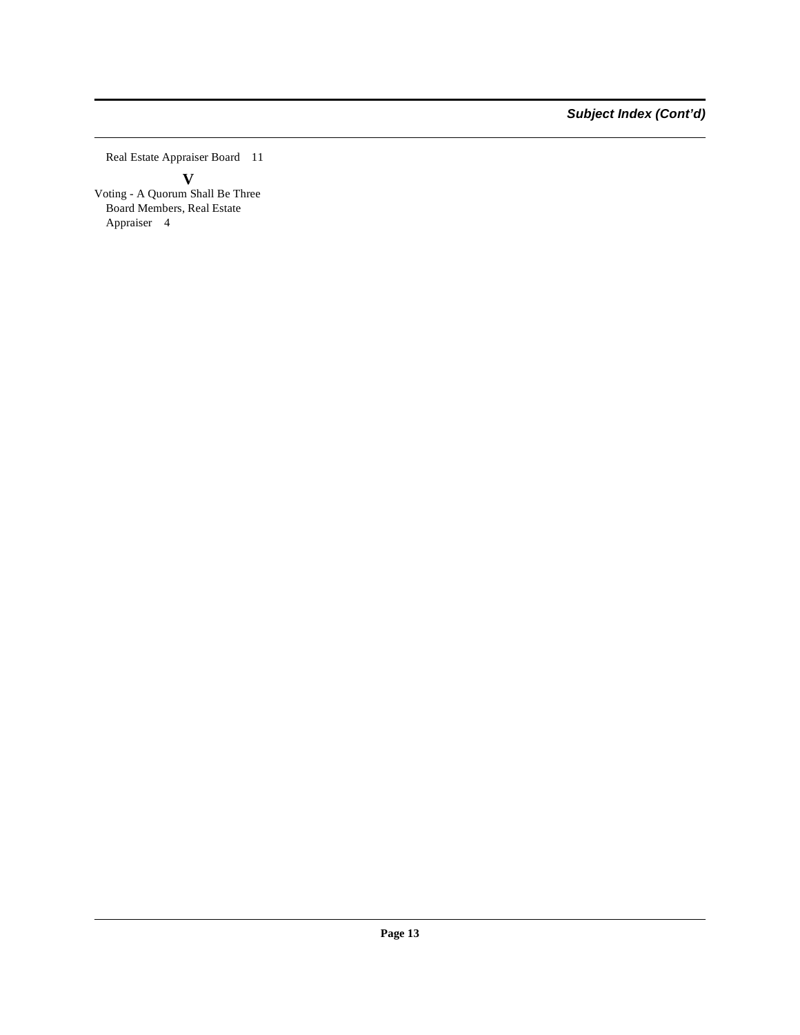Real Estate Appraiser Board 11

**V**

Voting - A Quorum Shall Be Three Board Members, Real Estate Appraiser 4